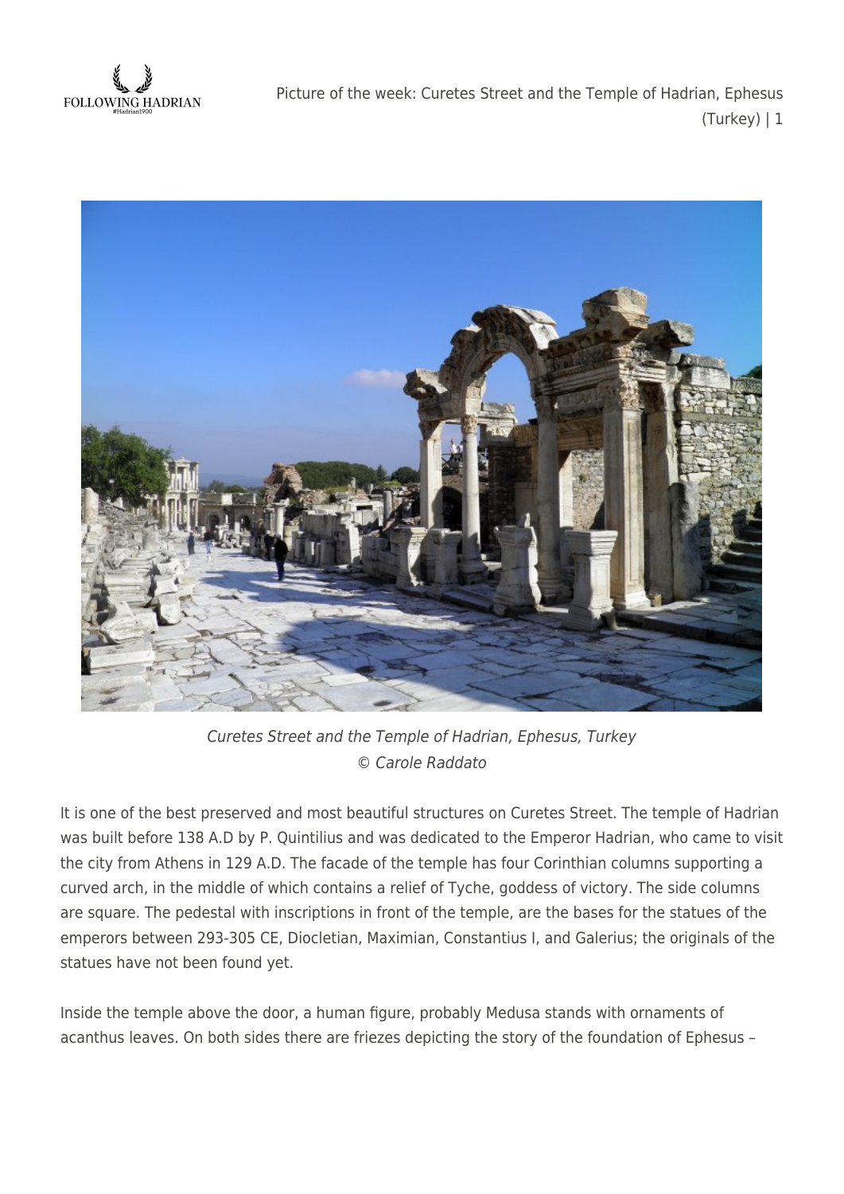*Curetes Street and the Temple of Hadrian, Ephesus, Turkey*
*© Carole Raddato*

It is one of the best preserved and most beautiful structures on Curetes Street. The temple of Hadrian was built before 138 A.D by P. Quintilius and was dedicated to the Emperor Hadrian, who came to visit the city from Athens in 129 A.D. The facade of the temple has four Corinthian columns supporting a curved arch, in the middle of which contains a relief of Tyche, goddess of victory. The side columns are square. The pedestal with inscriptions in front of the temple, are the bases for the statues of the emperors between 293-305 CE, Diocletian, Maximian, Constantius I, and Galerius; the originals of the statues have not been found yet.

Inside the temple above the door, a human figure, probably Medusa stands with ornaments of acanthus leaves. On both sides there are friezes depicting the story of the foundation of Ephesus –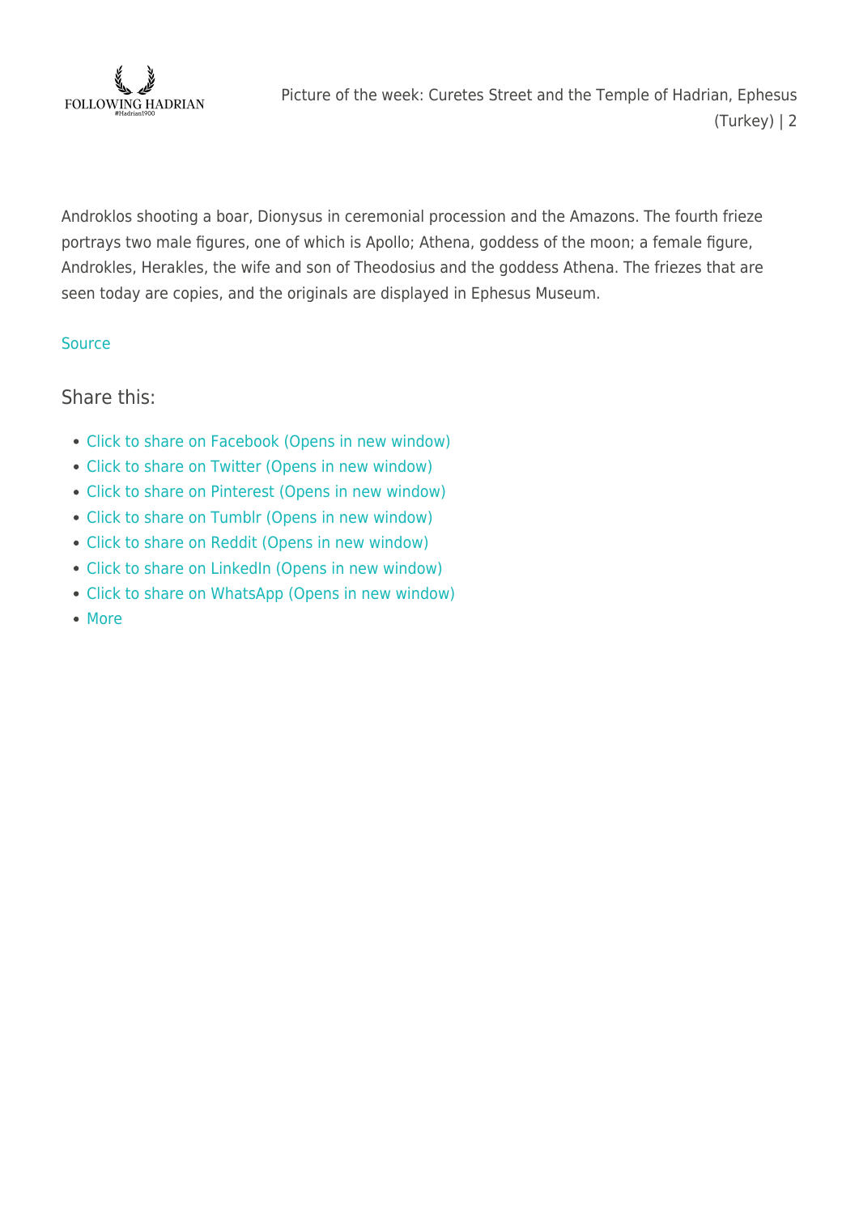Androklos shooting a boar, Dionysus in ceremonial procession and the Amazons. The fourth frieze portrays two male figures, one of which is Apollo; Athena, goddess of the moon; a female figure, Androkles, Herakles, the wife and son of Theodosius and the goddess Athena. The friezes that are seen today are copies, and the originals are displayed in Ephesus Museum.

Source

## Share this:

- Click to share on Facebook (Opens in new window)
- Click to share on Twitter (Opens in new window)
- Click to share on Pinterest (Opens in new window)
- Click to share on Tumblr (Opens in new window)
- Click to share on Reddit (Opens in new window)
- Click to share on LinkedIn (Opens in new window)
- Click to share on WhatsApp (Opens in new window)
- More